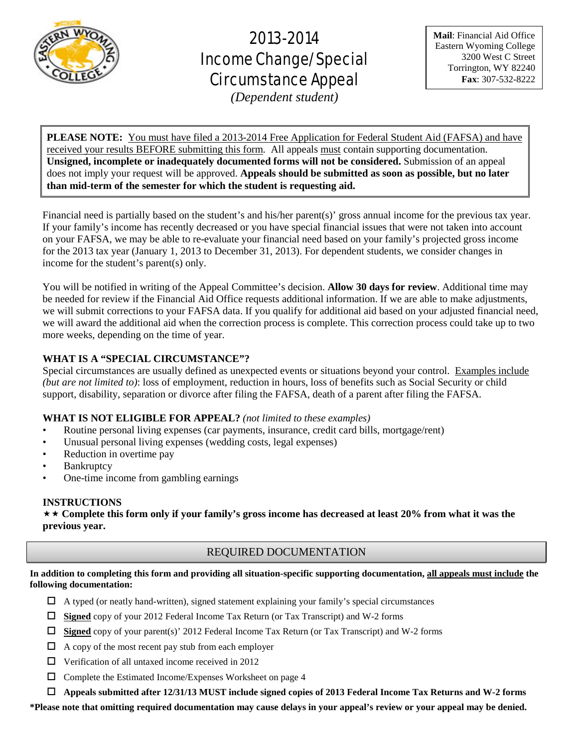# 2013-2014 Income Change/Special Circumstance Appeal

*(Dependent student)*

**Mail**: Financial Aid Office
Eastern Wyoming College
3200 West C Street
Torrington, WY 82240
**Fax**: 307-532-8222

**PLEASE NOTE:** You must have filed a 2013-2014 Free Application for Federal Student Aid (FAFSA) and have received your results BEFORE submitting this form. All appeals must contain supporting documentation. **Unsigned, incomplete or inadequately documented forms will not be considered.** Submission of an appeal does not imply your request will be approved. **Appeals should be submitted as soon as possible, but no later than mid-term of the semester for which the student is requesting aid.**

Financial need is partially based on the student's and his/her parent(s)' gross annual income for the previous tax year. If your family's income has recently decreased or you have special financial issues that were not taken into account on your FAFSA, we may be able to re-evaluate your financial need based on your family's projected gross income for the 2013 tax year (January 1, 2013 to December 31, 2013). For dependent students, we consider changes in income for the student's parent(s) only.

You will be notified in writing of the Appeal Committee's decision. **Allow 30 days for review**. Additional time may be needed for review if the Financial Aid Office requests additional information. If we are able to make adjustments, we will submit corrections to your FAFSA data. If you qualify for additional aid based on your adjusted financial need, we will award the additional aid when the correction process is complete. This correction process could take up to two more weeks, depending on the time of year.

### WHAT IS A "SPECIAL CIRCUMSTANCE"?

Special circumstances are usually defined as unexpected events or situations beyond your control. Examples include *(but are not limited to)*: loss of employment, reduction in hours, loss of benefits such as Social Security or child support, disability, separation or divorce after filing the FAFSA, death of a parent after filing the FAFSA.

### WHAT IS NOT ELIGIBLE FOR APPEAL? *(not limited to these examples)*

- Routine personal living expenses (car payments, insurance, credit card bills, mortgage/rent)
- Unusual personal living expenses (wedding costs, legal expenses)
- Reduction in overtime pay
- Bankruptcy
- One-time income from gambling earnings

### INSTRUCTIONS

★★ **Complete this form only if your family's gross income has decreased at least 20% from what it was the previous year.**

## REQUIRED DOCUMENTATION

**In addition to completing this form and providing all situation-specific supporting documentation, all appeals must include the following documentation:**

- ☐ A typed (or neatly hand-written), signed statement explaining your family's special circumstances
- ☐ **Signed** copy of your 2012 Federal Income Tax Return (or Tax Transcript) and W-2 forms
- ☐ **Signed** copy of your parent(s)' 2012 Federal Income Tax Return (or Tax Transcript) and W-2 forms
- ☐ A copy of the most recent pay stub from each employer
- ☐ Verification of all untaxed income received in 2012
- ☐ Complete the Estimated Income/Expenses Worksheet on page 4
- ☐ **Appeals submitted after 12/31/13 MUST include signed copies of 2013 Federal Income Tax Returns and W-2 forms**

**\*Please note that omitting required documentation may cause delays in your appeal's review or your appeal may be denied.**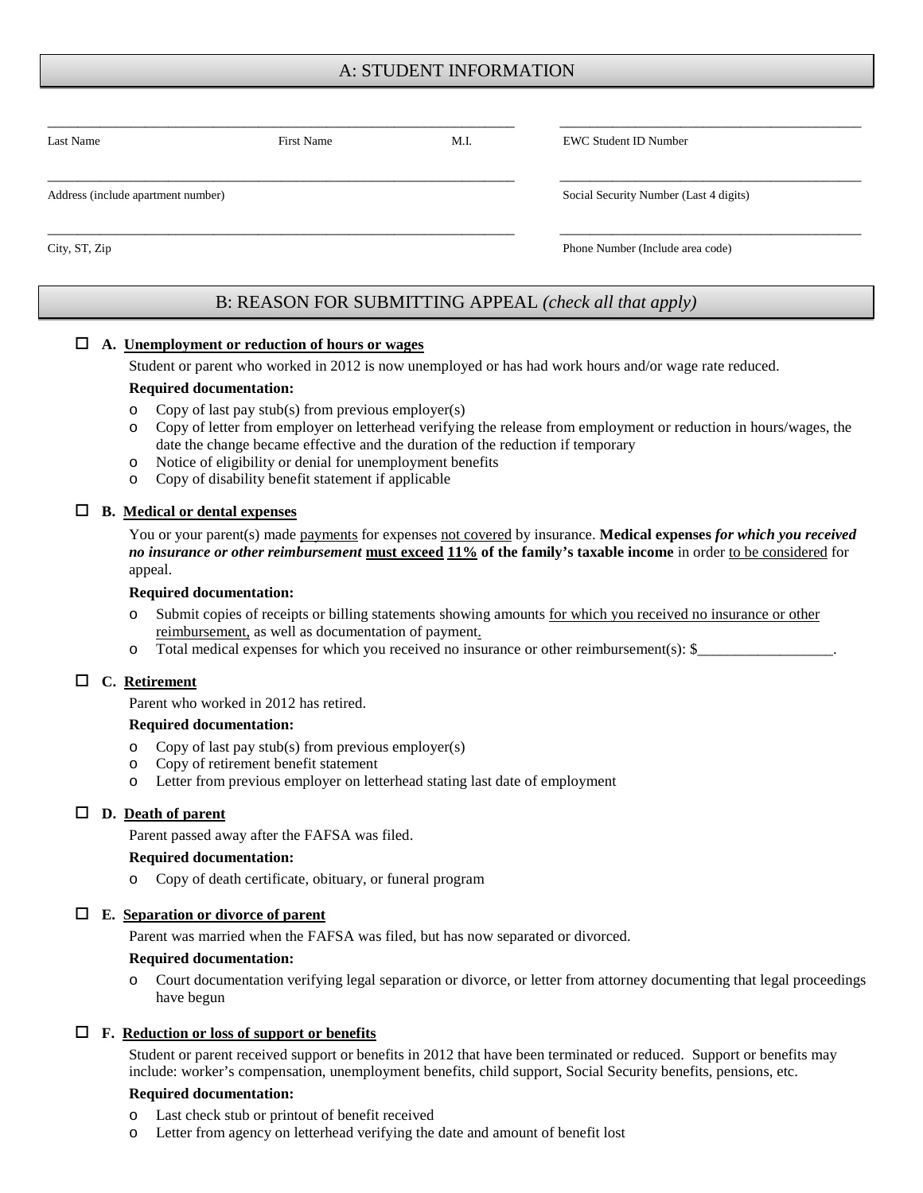## A: STUDENT INFORMATION

| | |
|---|---|
| Last Name ____________ First Name ____________ M.I. ____ | EWC Student ID Number ____________ |
| Address (include apartment number) ____________ | Social Security Number (Last 4 digits) ____________ |
| City, ST, Zip ____________ | Phone Number (Include area code) ____________ |

## B: REASON FOR SUBMITTING APPEAL *(check all that apply)*

☐ **A. <u>Unemployment or reduction of hours or wages</u>**

Student or parent who worked in 2012 is now unemployed or has had work hours and/or wage rate reduced.

**Required documentation:**

- Copy of last pay stub(s) from previous employer(s)
- Copy of letter from employer on letterhead verifying the release from employment or reduction in hours/wages, the date the change became effective and the duration of the reduction if temporary
- Notice of eligibility or denial for unemployment benefits
- Copy of disability benefit statement if applicable

☐ **B. <u>Medical or dental expenses</u>**

You or your parent(s) made <u>payments</u> for expenses <u>not covered</u> by insurance. **Medical expenses *for which you received no insurance or other reimbursement* <u>must exceed</u> <u>11%</u> of the family's taxable income** in order <u>to be considered</u> for appeal.

**Required documentation:**

- Submit copies of receipts or billing statements showing amounts <u>for which you received no insurance or other reimbursement,</u> as well as documentation of payment.
- Total medical expenses for which you received no insurance or other reimbursement(s): $__________________.

☐ **C. <u>Retirement</u>**

Parent who worked in 2012 has retired.

**Required documentation:**

- Copy of last pay stub(s) from previous employer(s)
- Copy of retirement benefit statement
- Letter from previous employer on letterhead stating last date of employment

☐ **D. <u>Death of parent</u>**

Parent passed away after the FAFSA was filed.

**Required documentation:**

- Copy of death certificate, obituary, or funeral program

☐ **E. <u>Separation or divorce of parent</u>**

Parent was married when the FAFSA was filed, but has now separated or divorced.

**Required documentation:**

- Court documentation verifying legal separation or divorce, or letter from attorney documenting that legal proceedings have begun

☐ **F. <u>Reduction or loss of support or benefits</u>**

Student or parent received support or benefits in 2012 that have been terminated or reduced. Support or benefits may include: worker's compensation, unemployment benefits, child support, Social Security benefits, pensions, etc.

**Required documentation:**

- Last check stub or printout of benefit received
- Letter from agency on letterhead verifying the date and amount of benefit lost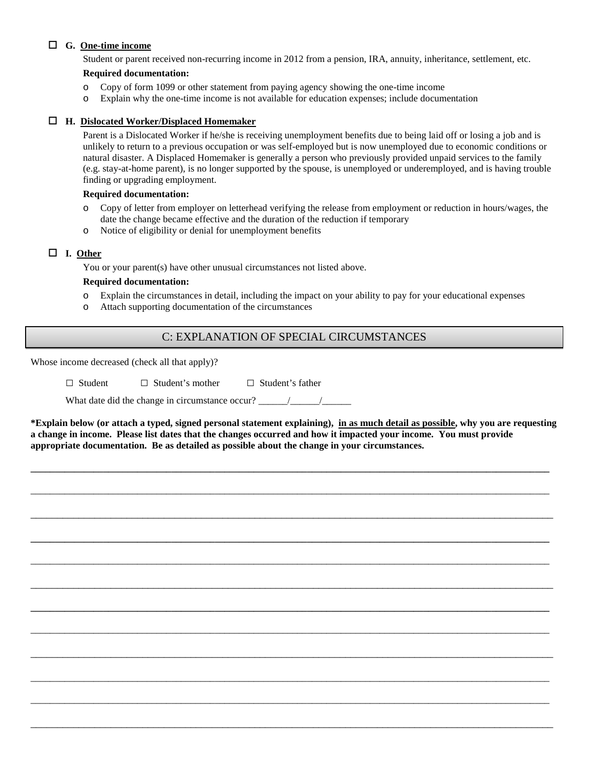☐ **G. <u>One-time income</u>**

Student or parent received non-recurring income in 2012 from a pension, IRA, annuity, inheritance, settlement, etc.

**Required documentation:**

- Copy of form 1099 or other statement from paying agency showing the one-time income
- Explain why the one-time income is not available for education expenses; include documentation

☐ **H. <u>Dislocated Worker/Displaced Homemaker</u>**

Parent is a Dislocated Worker if he/she is receiving unemployment benefits due to being laid off or losing a job and is unlikely to return to a previous occupation or was self-employed but is now unemployed due to economic conditions or natural disaster. A Displaced Homemaker is generally a person who previously provided unpaid services to the family (e.g. stay-at-home parent), is no longer supported by the spouse, is unemployed or underemployed, and is having trouble finding or upgrading employment.

**Required documentation:**

- Copy of letter from employer on letterhead verifying the release from employment or reduction in hours/wages, the date the change became effective and the duration of the reduction if temporary
- Notice of eligibility or denial for unemployment benefits

☐ **I. <u>Other</u>**

You or your parent(s) have other unusual circumstances not listed above.

**Required documentation:**

- Explain the circumstances in detail, including the impact on your ability to pay for your educational expenses
- Attach supporting documentation of the circumstances

## C: EXPLANATION OF SPECIAL CIRCUMSTANCES

Whose income decreased (check all that apply)?

☐ Student ☐ Student's mother ☐ Student's father

What date did the change in circumstance occur? ______/______/______

**\*Explain below (or attach a typed, signed personal statement explaining), <u>in as much detail as possible</u>, why you are requesting a change in income. Please list dates that the changes occurred and how it impacted your income. You must provide appropriate documentation. Be as detailed as possible about the change in your circumstances.**

_______________________________________________________________________________

_______________________________________________________________________________

_______________________________________________________________________________

_______________________________________________________________________________

_______________________________________________________________________________

_______________________________________________________________________________

_______________________________________________________________________________

_______________________________________________________________________________

_______________________________________________________________________________

_______________________________________________________________________________

_______________________________________________________________________________

_______________________________________________________________________________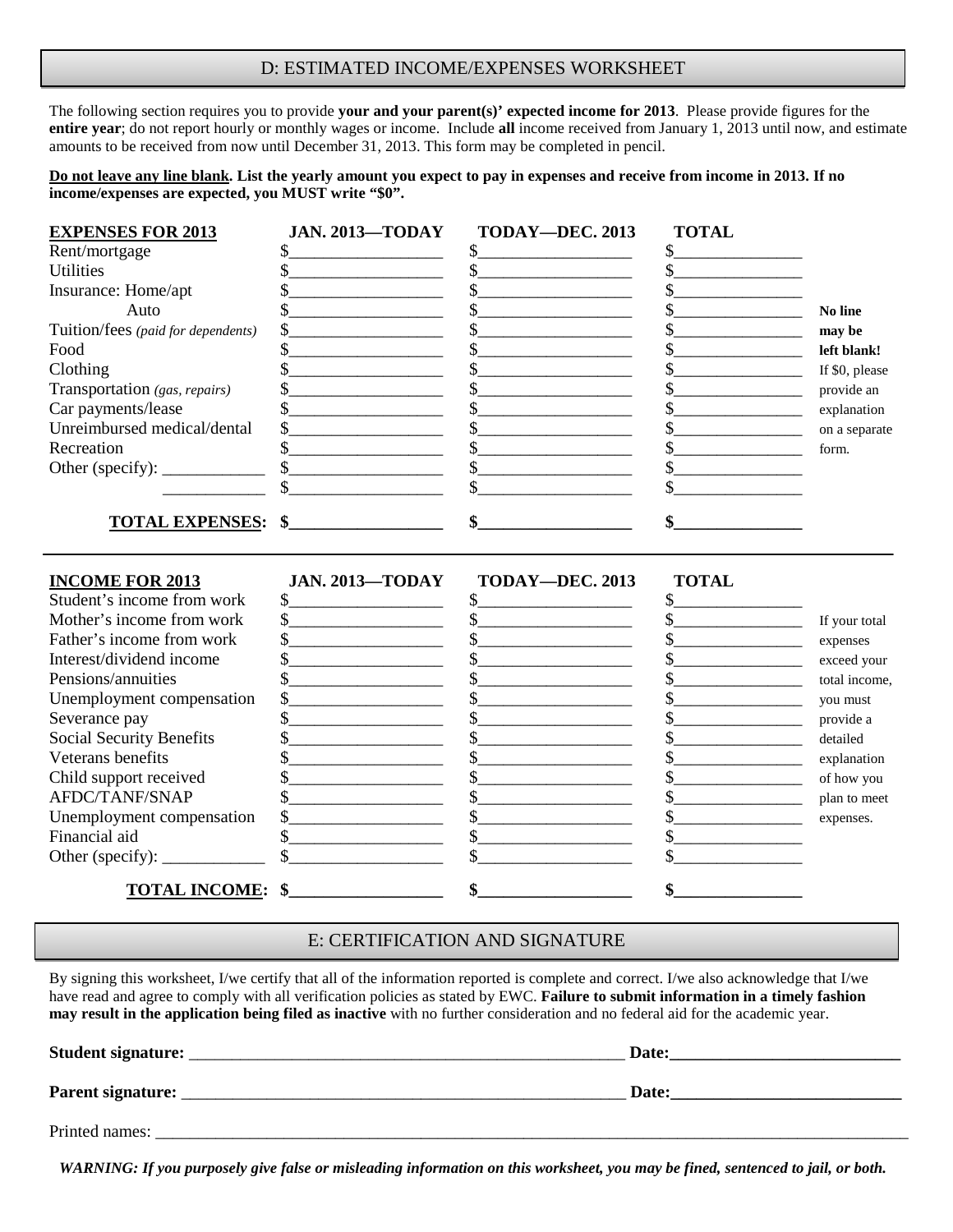## D: ESTIMATED INCOME/EXPENSES WORKSHEET

The following section requires you to provide **your and your parent(s)' expected income for 2013**. Please provide figures for the **entire year**; do not report hourly or monthly wages or income. Include **all** income received from January 1, 2013 until now, and estimate amounts to be received from now until December 31, 2013. This form may be completed in pencil.

**Do not leave any line blank. List the yearly amount you expect to pay in expenses and receive from income in 2013. If no income/expenses are expected, you MUST write "$0".**

| EXPENSES FOR 2013 | JAN. 2013—TODAY | TODAY—DEC. 2013 | TOTAL |
|---|---|---|---|
| Rent/mortgage | $________ | $________ | $________ |
| Utilities | $________ | $________ | $________ |
| Insurance: Home/apt | $________ | $________ | $________ |
| Auto | $________ | $________ | $________ |
| Tuition/fees *(paid for dependents)* | $________ | $________ | $________ |
| Food | $________ | $________ | $________ |
| Clothing | $________ | $________ | $________ |
| Transportation *(gas, repairs)* | $________ | $________ | $________ |
| Car payments/lease | $________ | $________ | $________ |
| Unreimbursed medical/dental | $________ | $________ | $________ |
| Recreation | $________ | $________ | $________ |
| Other (specify): ____________ | $________ | $________ | $________ |
| ____________ | $________ | $________ | $________ |
| **TOTAL EXPENSES:** | **$________** | **$________** | **$________** |

**No line may be left blank!** If $0, please provide an explanation on a separate form.

| INCOME FOR 2013 | JAN. 2013—TODAY | TODAY—DEC. 2013 | TOTAL |
|---|---|---|---|
| Student's income from work | $________ | $________ | $________ |
| Mother's income from work | $________ | $________ | $________ |
| Father's income from work | $________ | $________ | $________ |
| Interest/dividend income | $________ | $________ | $________ |
| Pensions/annuities | $________ | $________ | $________ |
| Unemployment compensation | $________ | $________ | $________ |
| Severance pay | $________ | $________ | $________ |
| Social Security Benefits | $________ | $________ | $________ |
| Veterans benefits | $________ | $________ | $________ |
| Child support received | $________ | $________ | $________ |
| AFDC/TANF/SNAP | $________ | $________ | $________ |
| Unemployment compensation | $________ | $________ | $________ |
| Financial aid | $________ | $________ | $________ |
| Other (specify): ____________ | $________ | $________ | $________ |
| **TOTAL INCOME:** | **$________** | **$________** | **$________** |

If your total expenses exceed your total income, you must provide a detailed explanation of how you plan to meet expenses.

## E: CERTIFICATION AND SIGNATURE

By signing this worksheet, I/we certify that all of the information reported is complete and correct. I/we also acknowledge that I/we have read and agree to comply with all verification policies as stated by EWC. **Failure to submit information in a timely fashion may result in the application being filed as inactive** with no further consideration and no federal aid for the academic year.

**Student signature:** ______________________________ **Date:**________________

**Parent signature:** ______________________________ **Date:**________________

Printed names: ____________________________________________________________

***WARNING: If you purposely give false or misleading information on this worksheet, you may be fined, sentenced to jail, or both.***